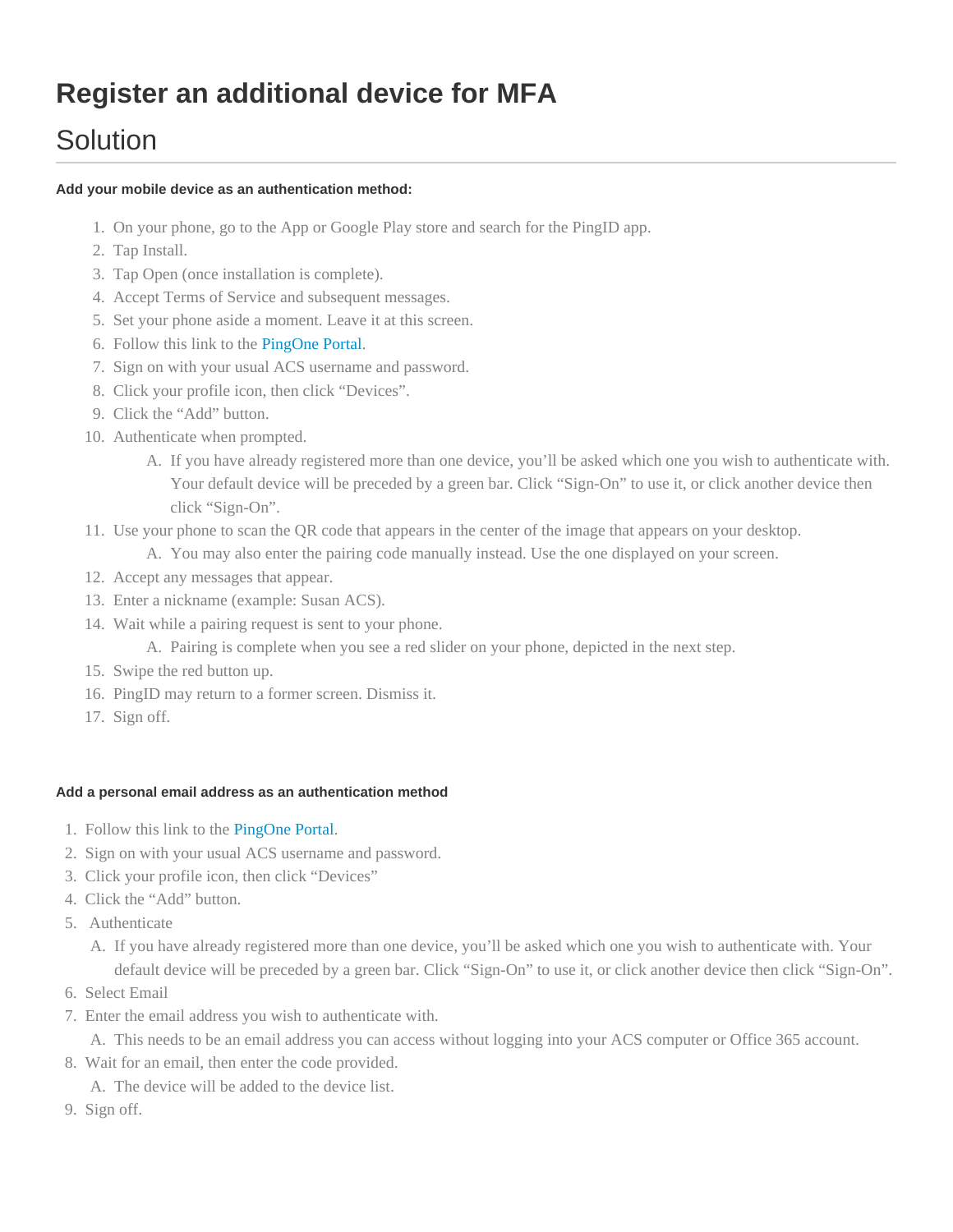# Register an additional device for MFA

## Solution

**Add your mobile device as an authentication method:**

1. On your phone, go to the App or Google Play store and search for the PingID app.
2. Tap Install.
3. Tap Open (once installation is complete).
4. Accept Terms of Service and subsequent messages.
5. Set your phone aside a moment. Leave it at this screen.
6. Follow this link to the PingOne Portal.
7. Sign on with your usual ACS username and password.
8. Click your profile icon, then click “Devices”.
9. Click the “Add” button.
10. Authenticate when prompted.
    A. If you have already registered more than one device, you’ll be asked which one you wish to authenticate with. Your default device will be preceded by a green bar. Click “Sign-On” to use it, or click another device then click “Sign-On”.
11. Use your phone to scan the QR code that appears in the center of the image that appears on your desktop.
    A. You may also enter the pairing code manually instead. Use the one displayed on your screen.
12. Accept any messages that appear.
13. Enter a nickname (example: Susan ACS).
14. Wait while a pairing request is sent to your phone.
    A. Pairing is complete when you see a red slider on your phone, depicted in the next step.
15. Swipe the red button up.
16. PingID may return to a former screen. Dismiss it.
17. Sign off.

**Add a personal email address as an authentication method**

1. Follow this link to the PingOne Portal.
2. Sign on with your usual ACS username and password.
3. Click your profile icon, then click “Devices”
4. Click the “Add” button.
5. Authenticate
   A. If you have already registered more than one device, you’ll be asked which one you wish to authenticate with. Your default device will be preceded by a green bar. Click “Sign-On” to use it, or click another device then click “Sign-On”.
6. Select Email
7. Enter the email address you wish to authenticate with.
   A. This needs to be an email address you can access without logging into your ACS computer or Office 365 account.
8. Wait for an email, then enter the code provided.
   A. The device will be added to the device list.
9. Sign off.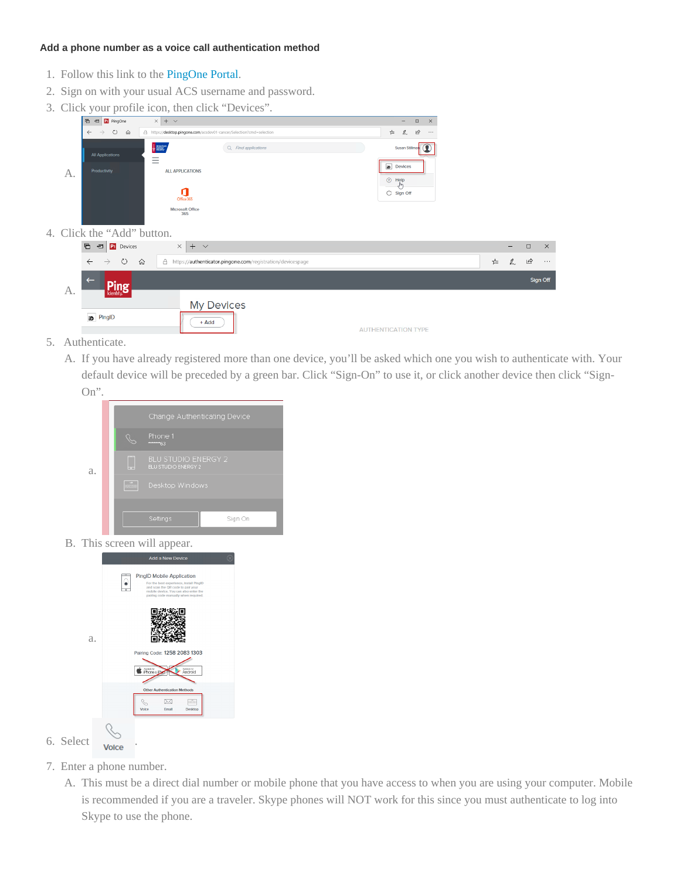**Add a phone number as a voice call authentication method**

1. Follow this link to the PingOne Portal.
2. Sign on with your usual ACS username and password.
3. Click your profile icon, then click "Devices".
   A.
4. Click the "Add" button.
   A.
5. Authenticate.
   A. If you have already registered more than one device, you'll be asked which one you wish to authenticate with. Your default device will be preceded by a green bar. Click "Sign-On" to use it, or click another device then click "Sign-On".
      a.
   B. This screen will appear.
      a.
6. Select Voice.
7. Enter a phone number.
   A. This must be a direct dial number or mobile phone that you have access to when you are using your computer. Mobile is recommended if you are a traveler. Skype phones will NOT work for this since you must authenticate to log into Skype to use the phone.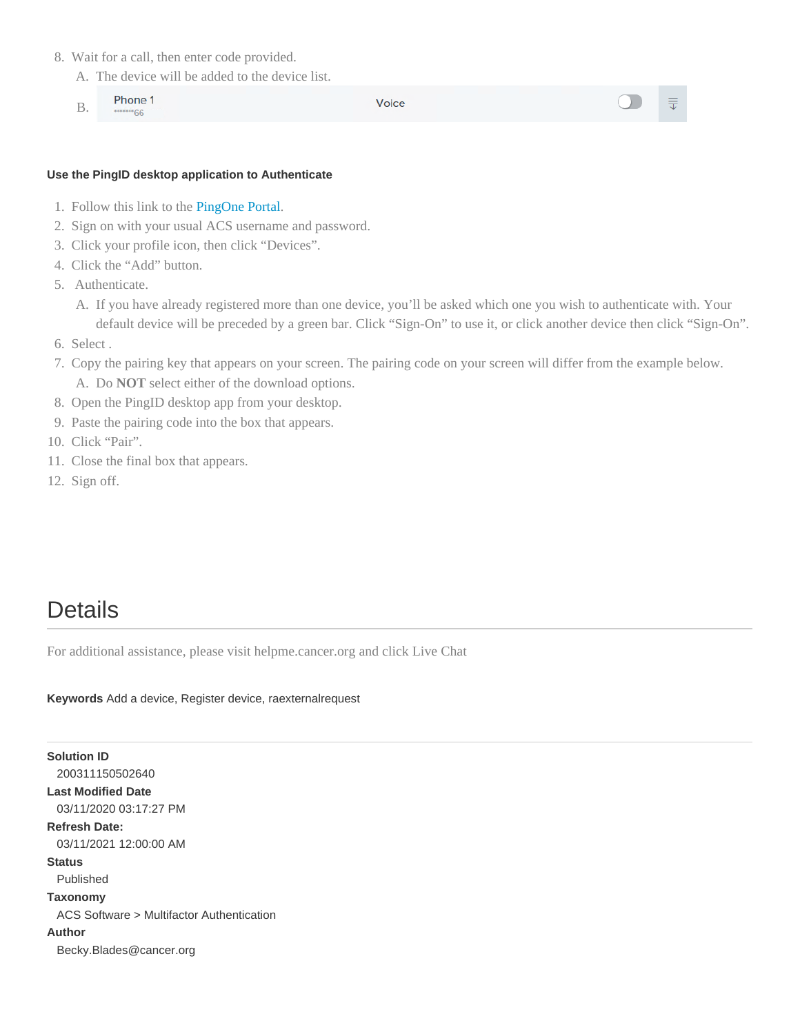8. Wait for a call, then enter code provided.
   A. The device will be added to the device list.
   B. Phone 1 •••••••66 Voice

**Use the PingID desktop application to Authenticate**

1. Follow this link to the PingOne Portal.
2. Sign on with your usual ACS username and password.
3. Click your profile icon, then click "Devices".
4. Click the "Add" button.
5. Authenticate.
   A. If you have already registered more than one device, you'll be asked which one you wish to authenticate with. Your default device will be preceded by a green bar. Click "Sign-On" to use it, or click another device then click "Sign-On".
6. Select .
7. Copy the pairing key that appears on your screen. The pairing code on your screen will differ from the example below.
   A. Do **NOT** select either of the download options.
8. Open the PingID desktop app from your desktop.
9. Paste the pairing code into the box that appears.
10. Click "Pair".
11. Close the final box that appears.
12. Sign off.

# Details

For additional assistance, please visit helpme.cancer.org and click Live Chat

**Keywords** Add a device, Register device, raexternalrequest

---

**Solution ID**
200311150502640

**Last Modified Date**
03/11/2020 03:17:27 PM

**Refresh Date:**
03/11/2021 12:00:00 AM

**Status**
Published

**Taxonomy**
ACS Software > Multifactor Authentication

**Author**
Becky.Blades@cancer.org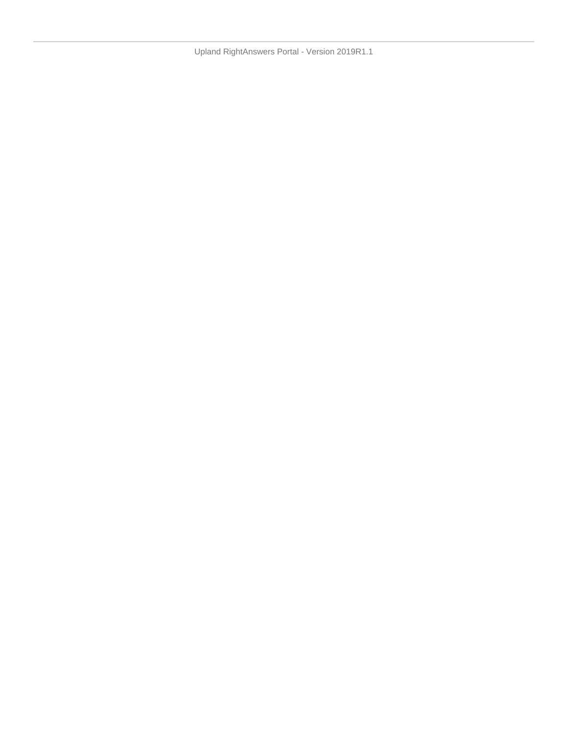Upland RightAnswers Portal - Version 2019R1.1